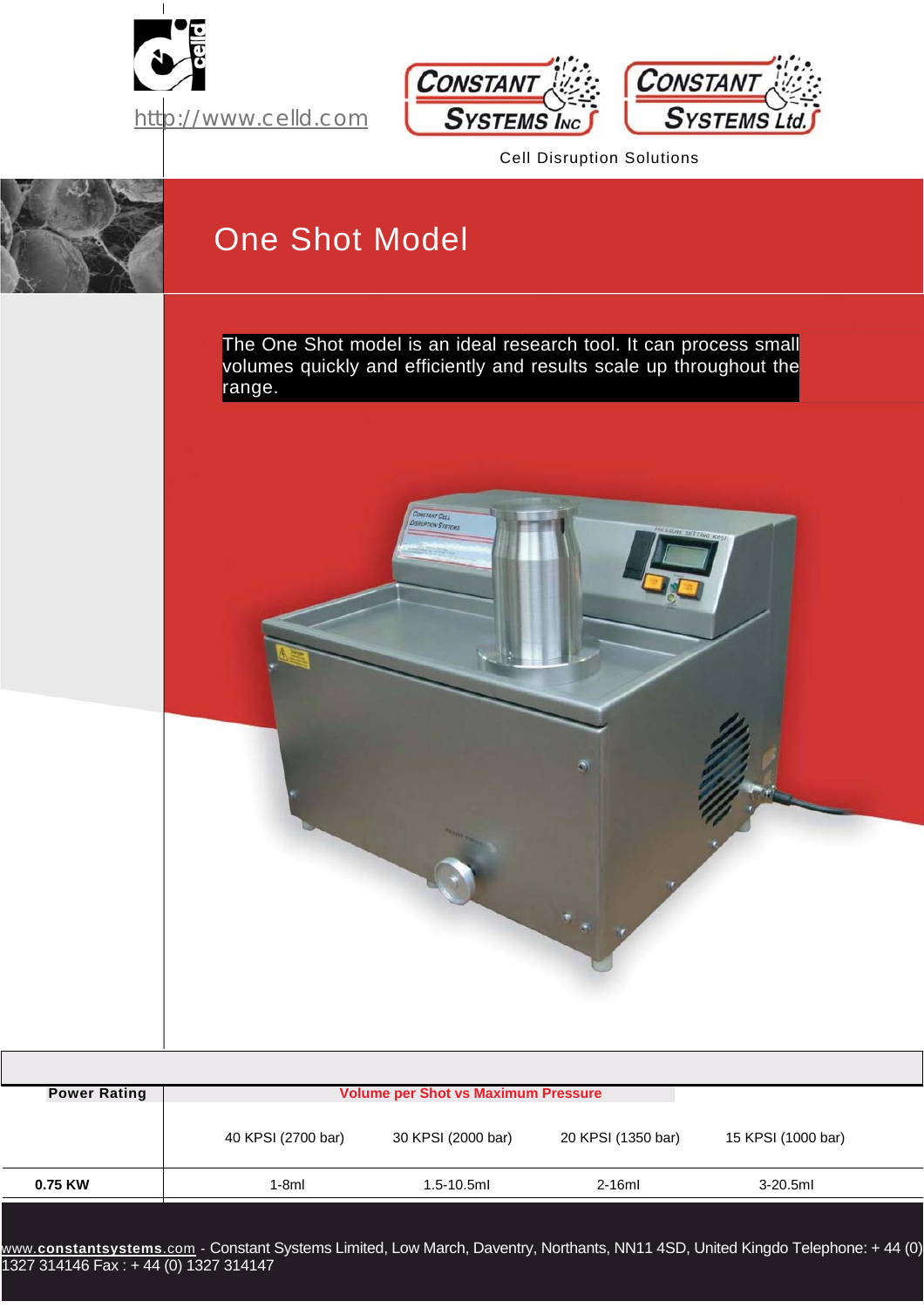http://www.celld.com

Constant Systems Inc

Constant Systems Ltd.

Cell Disruption Solutions

# One Shot Model

The One Shot model is an ideal research tool. It can process small volumes quickly and efficiently and results scale up throughout the range.

| Power Rating | Volume per Shot vs Maximum Pressure | | | |
|---|---|---|---|---|
| | 40 KPSI (2700 bar) | 30 KPSI (2000 bar) | 20 KPSI (1350 bar) | 15 KPSI (1000 bar) |
| **0.75 KW** | 1-8ml | 1.5-10.5ml | 2-16ml | 3-20.5ml |

www.**constantsystems**.com - Constant Systems Limited, Low March, Daventry, Northants, NN11 4SD, United Kingdo Telephone: + 44 (0) 1327 314146 Fax : + 44 (0) 1327 314147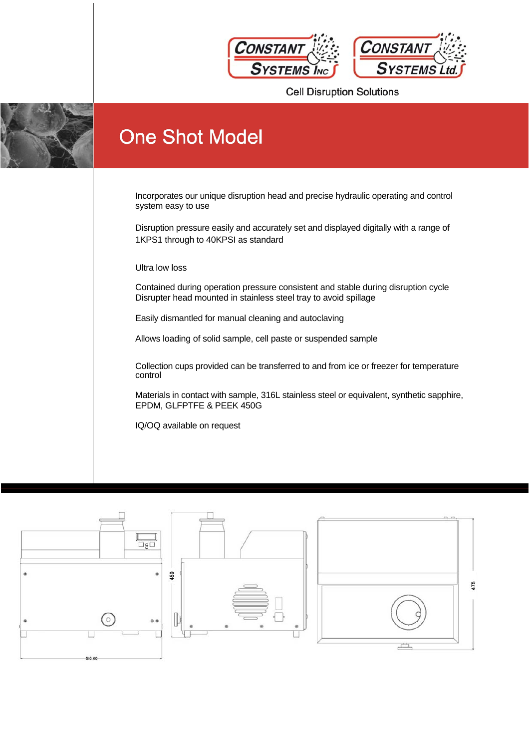CONSTANT SYSTEMS INC

CONSTANT SYSTEMS Ltd.

Cell Disruption Solutions

# One Shot Model

Incorporates our unique disruption head and precise hydraulic operating and control system easy to use

Disruption pressure easily and accurately set and displayed digitally with a range of 1KPS1 through to 40KPSI as standard

Ultra low loss

Contained during operation pressure consistent and stable during disruption cycle
Disrupter head mounted in stainless steel tray to avoid spillage

Easily dismantled for manual cleaning and autoclaving

Allows loading of solid sample, cell paste or suspended sample

Collection cups provided can be transferred to and from ice or freezer for temperature control

Materials in contact with sample, 316L stainless steel or equivalent, synthetic sapphire, EPDM, GLFPTFE & PEEK 450G

IQ/OQ available on request

510.00

450

475